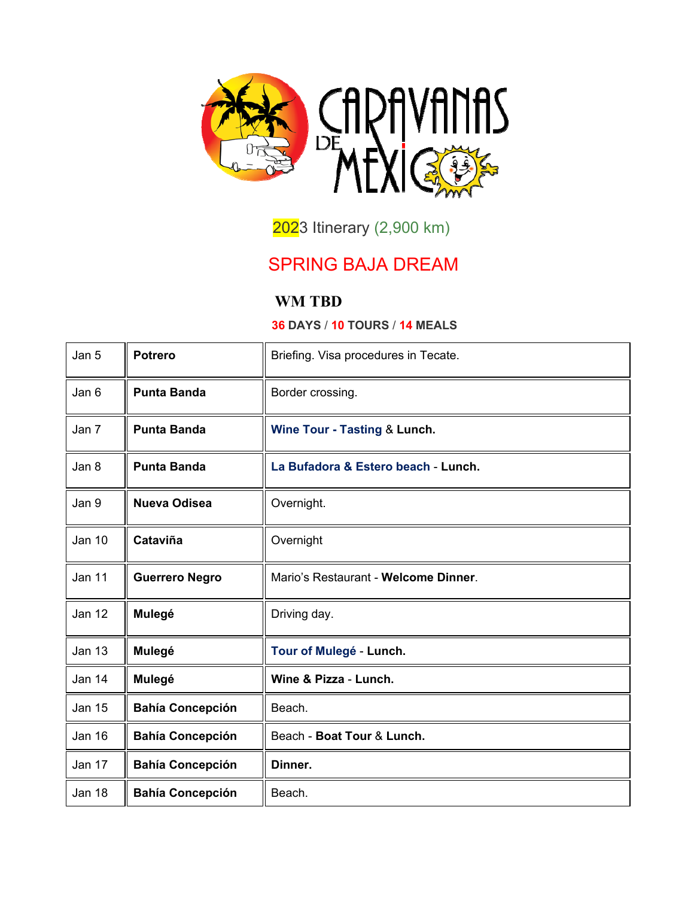2023 Itinerary (2,900 km)

# SPRING BAJA DREAM

## WM TBD

**36 DAYS / 10 TOURS / 14 MEALS**

| | | |
|---|---|---|
| Jan 5 | **Potrero** | Briefing. Visa procedures in Tecate. |
| Jan 6 | **Punta Banda** | Border crossing. |
| Jan 7 | **Punta Banda** | **Wine Tour - Tasting & Lunch.** |
| Jan 8 | **Punta Banda** | **La Bufadora & Estero beach - Lunch.** |
| Jan 9 | **Nueva Odisea** | Overnight. |
| Jan 10 | **Cataviña** | Overnight |
| Jan 11 | **Guerrero Negro** | Mario's Restaurant - **Welcome Dinner**. |
| Jan 12 | **Mulegé** | Driving day. |
| Jan 13 | **Mulegé** | **Tour of Mulegé - Lunch.** |
| Jan 14 | **Mulegé** | **Wine & Pizza - Lunch.** |
| Jan 15 | **Bahía Concepción** | Beach. |
| Jan 16 | **Bahía Concepción** | Beach - **Boat Tour & Lunch.** |
| Jan 17 | **Bahía Concepción** | **Dinner.** |
| Jan 18 | **Bahía Concepción** | Beach. |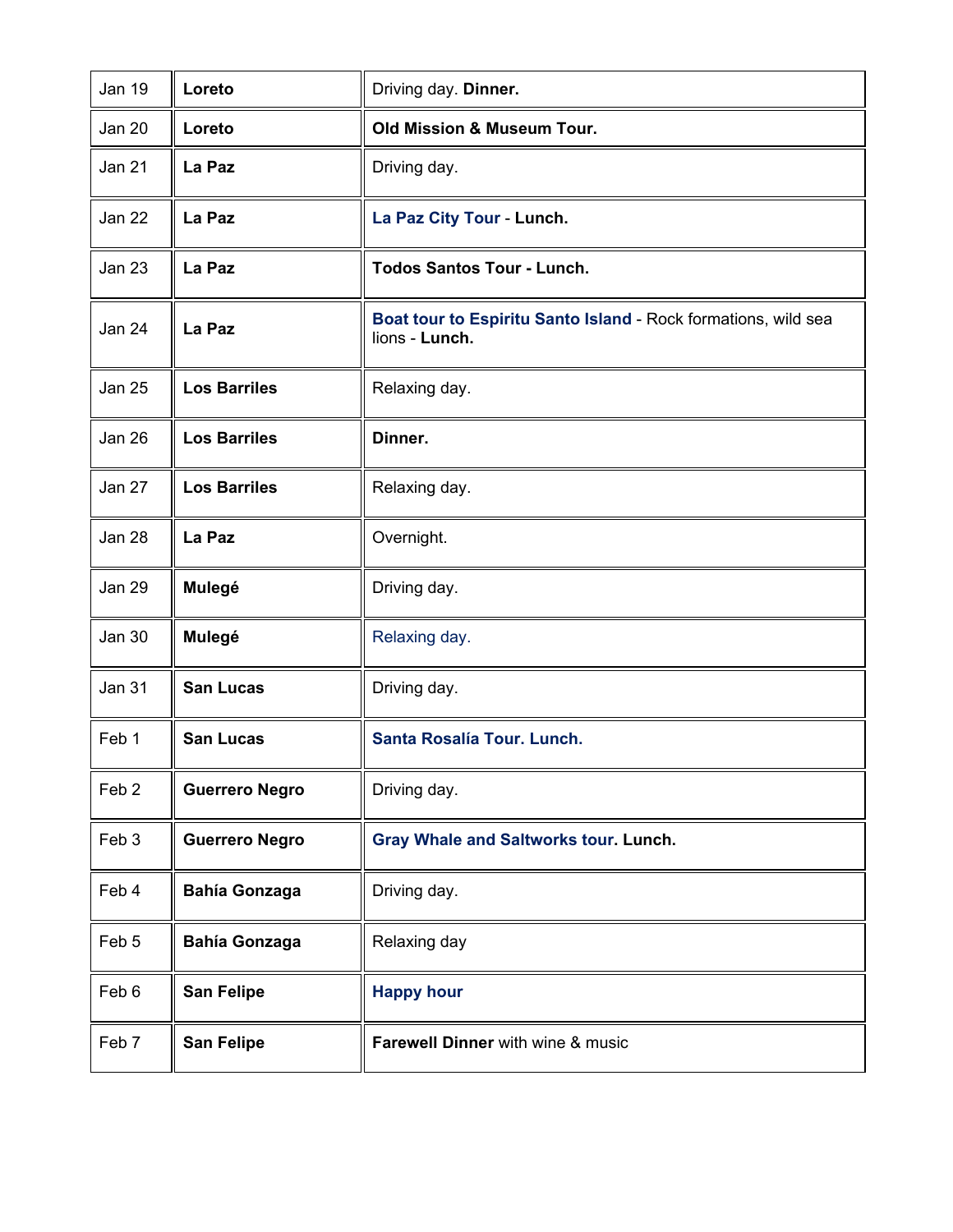| Jan 19 | **Loreto** | Driving day. **Dinner.** |
|---|---|---|
| Jan 20 | **Loreto** | **Old Mission & Museum Tour.** |
| Jan 21 | **La Paz** | Driving day. |
| Jan 22 | **La Paz** | **La Paz City Tour** - **Lunch.** |
| Jan 23 | **La Paz** | **Todos Santos Tour - Lunch.** |
| Jan 24 | **La Paz** | **Boat tour to Espiritu Santo Island** - Rock formations, wild sea lions - **Lunch.** |
| Jan 25 | **Los Barriles** | Relaxing day. |
| Jan 26 | **Los Barriles** | **Dinner.** |
| Jan 27 | **Los Barriles** | Relaxing day. |
| Jan 28 | **La Paz** | Overnight. |
| Jan 29 | **Mulegé** | Driving day. |
| Jan 30 | **Mulegé** | Relaxing day. |
| Jan 31 | **San Lucas** | Driving day. |
| Feb 1 | **San Lucas** | **Santa Rosalía Tour. Lunch.** |
| Feb 2 | **Guerrero Negro** | Driving day. |
| Feb 3 | **Guerrero Negro** | **Gray Whale and Saltworks tour. Lunch.** |
| Feb 4 | **Bahía Gonzaga** | Driving day. |
| Feb 5 | **Bahía Gonzaga** | Relaxing day |
| Feb 6 | **San Felipe** | **Happy hour** |
| Feb 7 | **San Felipe** | **Farewell Dinner** with wine & music |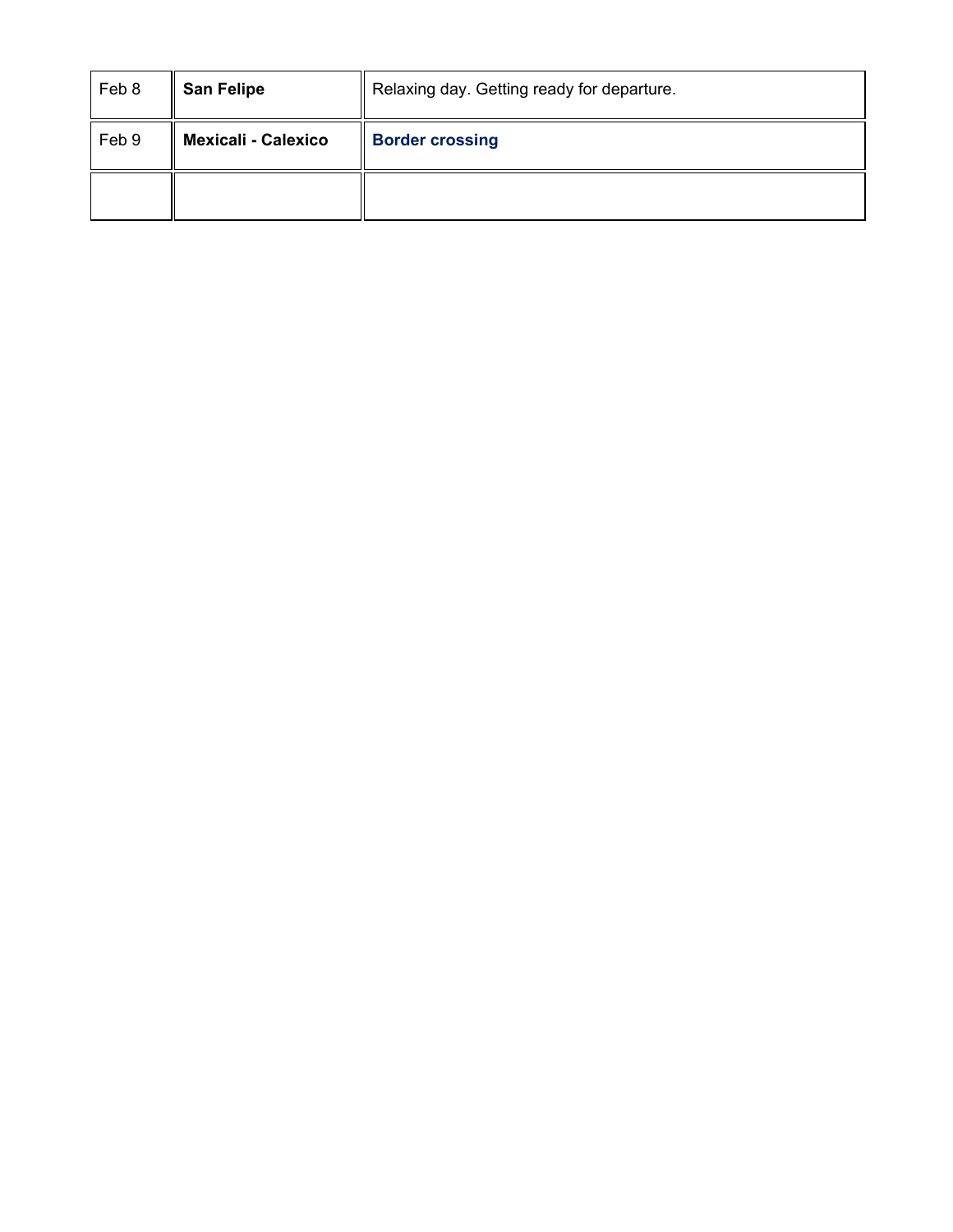| | | |
|---|---|---|
| Feb 8 | **San Felipe** | Relaxing day. Getting ready for departure. |
| Feb 9 | **Mexicali - Calexico** | **Border crossing** |
| | | |